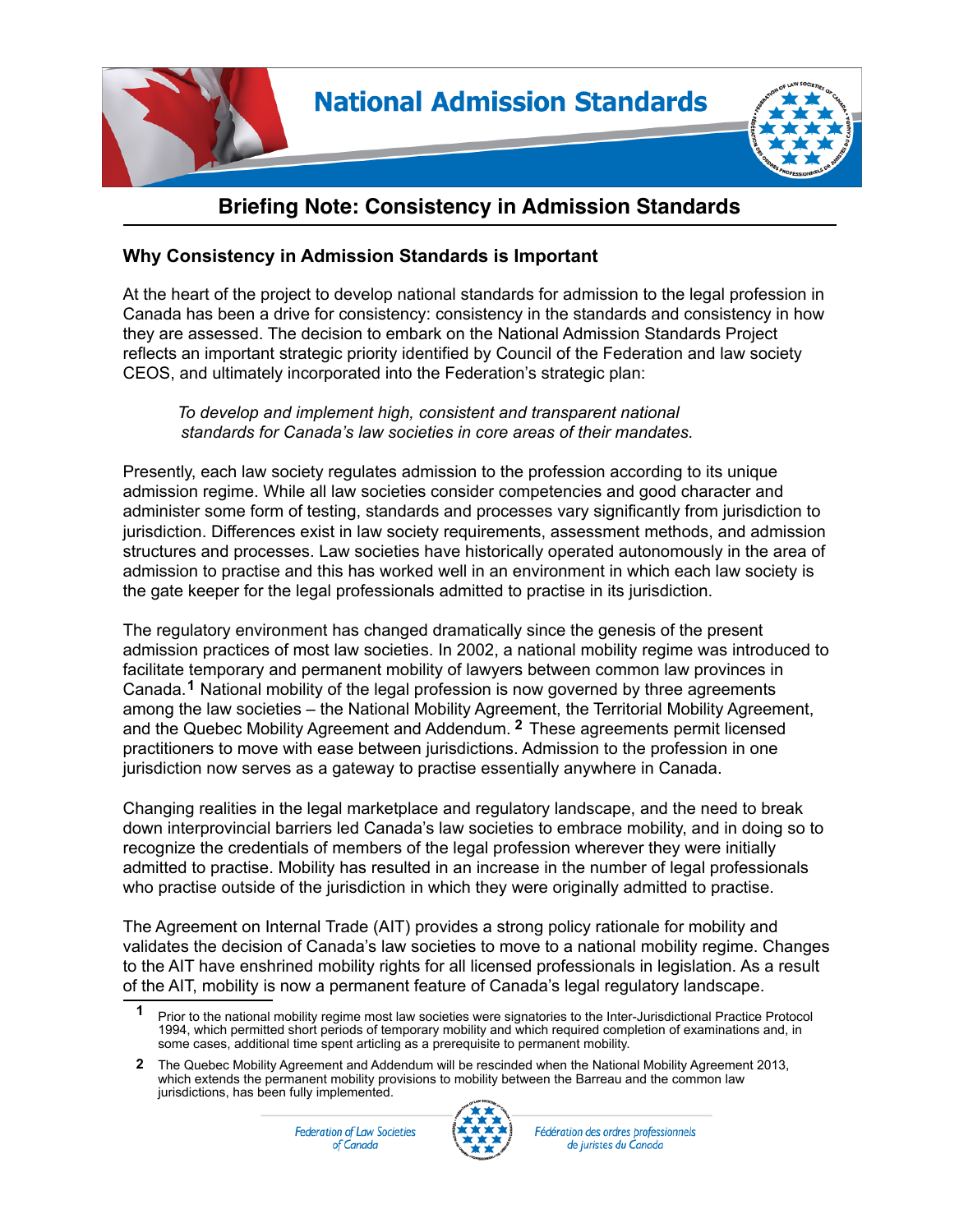# National Admission Standards

## Briefing Note: Consistency in Admission Standards

### Why Consistency in Admission Standards is Important

At the heart of the project to develop national standards for admission to the legal profession in Canada has been a drive for consistency: consistency in the standards and consistency in how they are assessed. The decision to embark on the National Admission Standards Project reflects an important strategic priority identified by Council of the Federation and law society CEOS, and ultimately incorporated into the Federation's strategic plan:

> *To develop and implement high, consistent and transparent national standards for Canada's law societies in core areas of their mandates.*

Presently, each law society regulates admission to the profession according to its unique admission regime. While all law societies consider competencies and good character and administer some form of testing, standards and processes vary significantly from jurisdiction to jurisdiction. Differences exist in law society requirements, assessment methods, and admission structures and processes. Law societies have historically operated autonomously in the area of admission to practise and this has worked well in an environment in which each law society is the gate keeper for the legal professionals admitted to practise in its jurisdiction.

The regulatory environment has changed dramatically since the genesis of the present admission practices of most law societies. In 2002, a national mobility regime was introduced to facilitate temporary and permanent mobility of lawyers between common law provinces in Canada.[1] National mobility of the legal profession is now governed by three agreements among the law societies – the National Mobility Agreement, the Territorial Mobility Agreement, and the Quebec Mobility Agreement and Addendum.[2] These agreements permit licensed practitioners to move with ease between jurisdictions. Admission to the profession in one jurisdiction now serves as a gateway to practise essentially anywhere in Canada.

Changing realities in the legal marketplace and regulatory landscape, and the need to break down interprovincial barriers led Canada's law societies to embrace mobility, and in doing so to recognize the credentials of members of the legal profession wherever they were initially admitted to practise. Mobility has resulted in an increase in the number of legal professionals who practise outside of the jurisdiction in which they were originally admitted to practise.

The Agreement on Internal Trade (AIT) provides a strong policy rationale for mobility and validates the decision of Canada's law societies to move to a national mobility regime. Changes to the AIT have enshrined mobility rights for all licensed professionals in legislation. As a result of the AIT, mobility is now a permanent feature of Canada's legal regulatory landscape.

---

[1] Prior to the national mobility regime most law societies were signatories to the Inter-Jurisdictional Practice Protocol 1994, which permitted short periods of temporary mobility and which required completion of examinations and, in some cases, additional time spent articling as a prerequisite to permanent mobility.

[2] The Quebec Mobility Agreement and Addendum will be rescinded when the National Mobility Agreement 2013, which extends the permanent mobility provisions to mobility between the Barreau and the common law jurisdictions, has been fully implemented.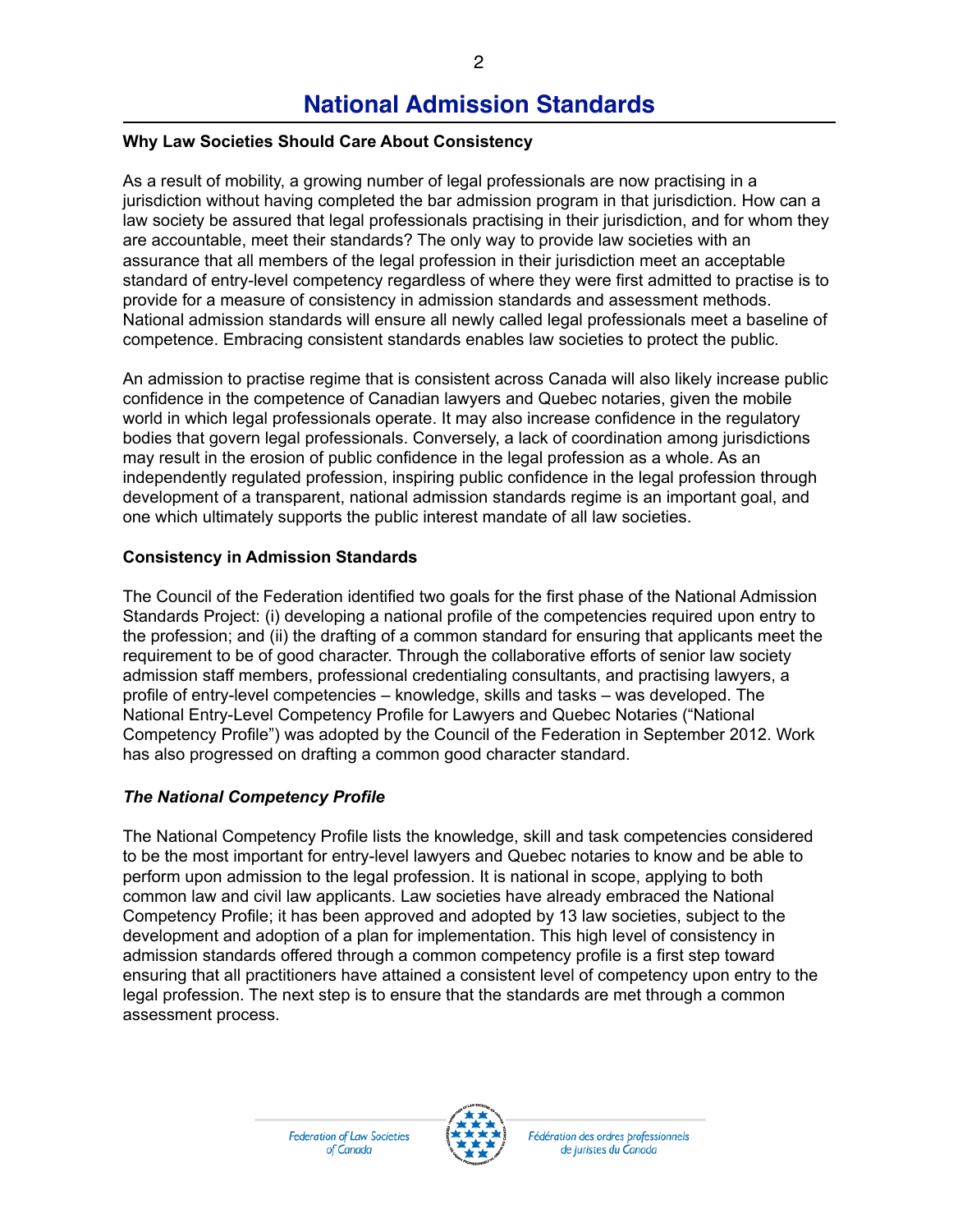# National Admission Standards

**Why Law Societies Should Care About Consistency**

As a result of mobility, a growing number of legal professionals are now practising in a jurisdiction without having completed the bar admission program in that jurisdiction. How can a law society be assured that legal professionals practising in their jurisdiction, and for whom they are accountable, meet their standards? The only way to provide law societies with an assurance that all members of the legal profession in their jurisdiction meet an acceptable standard of entry-level competency regardless of where they were first admitted to practise is to provide for a measure of consistency in admission standards and assessment methods. National admission standards will ensure all newly called legal professionals meet a baseline of competence. Embracing consistent standards enables law societies to protect the public.

An admission to practise regime that is consistent across Canada will also likely increase public confidence in the competence of Canadian lawyers and Quebec notaries, given the mobile world in which legal professionals operate. It may also increase confidence in the regulatory bodies that govern legal professionals. Conversely, a lack of coordination among jurisdictions may result in the erosion of public confidence in the legal profession as a whole. As an independently regulated profession, inspiring public confidence in the legal profession through development of a transparent, national admission standards regime is an important goal, and one which ultimately supports the public interest mandate of all law societies.

**Consistency in Admission Standards**

The Council of the Federation identified two goals for the first phase of the National Admission Standards Project: (i) developing a national profile of the competencies required upon entry to the profession; and (ii) the drafting of a common standard for ensuring that applicants meet the requirement to be of good character. Through the collaborative efforts of senior law society admission staff members, professional credentialing consultants, and practising lawyers, a profile of entry-level competencies – knowledge, skills and tasks – was developed. The National Entry-Level Competency Profile for Lawyers and Quebec Notaries ("National Competency Profile") was adopted by the Council of the Federation in September 2012. Work has also progressed on drafting a common good character standard.

***The National Competency Profile***

The National Competency Profile lists the knowledge, skill and task competencies considered to be the most important for entry-level lawyers and Quebec notaries to know and be able to perform upon admission to the legal profession. It is national in scope, applying to both common law and civil law applicants. Law societies have already embraced the National Competency Profile; it has been approved and adopted by 13 law societies, subject to the development and adoption of a plan for implementation. This high level of consistency in admission standards offered through a common competency profile is a first step toward ensuring that all practitioners have attained a consistent level of competency upon entry to the legal profession. The next step is to ensure that the standards are met through a common assessment process.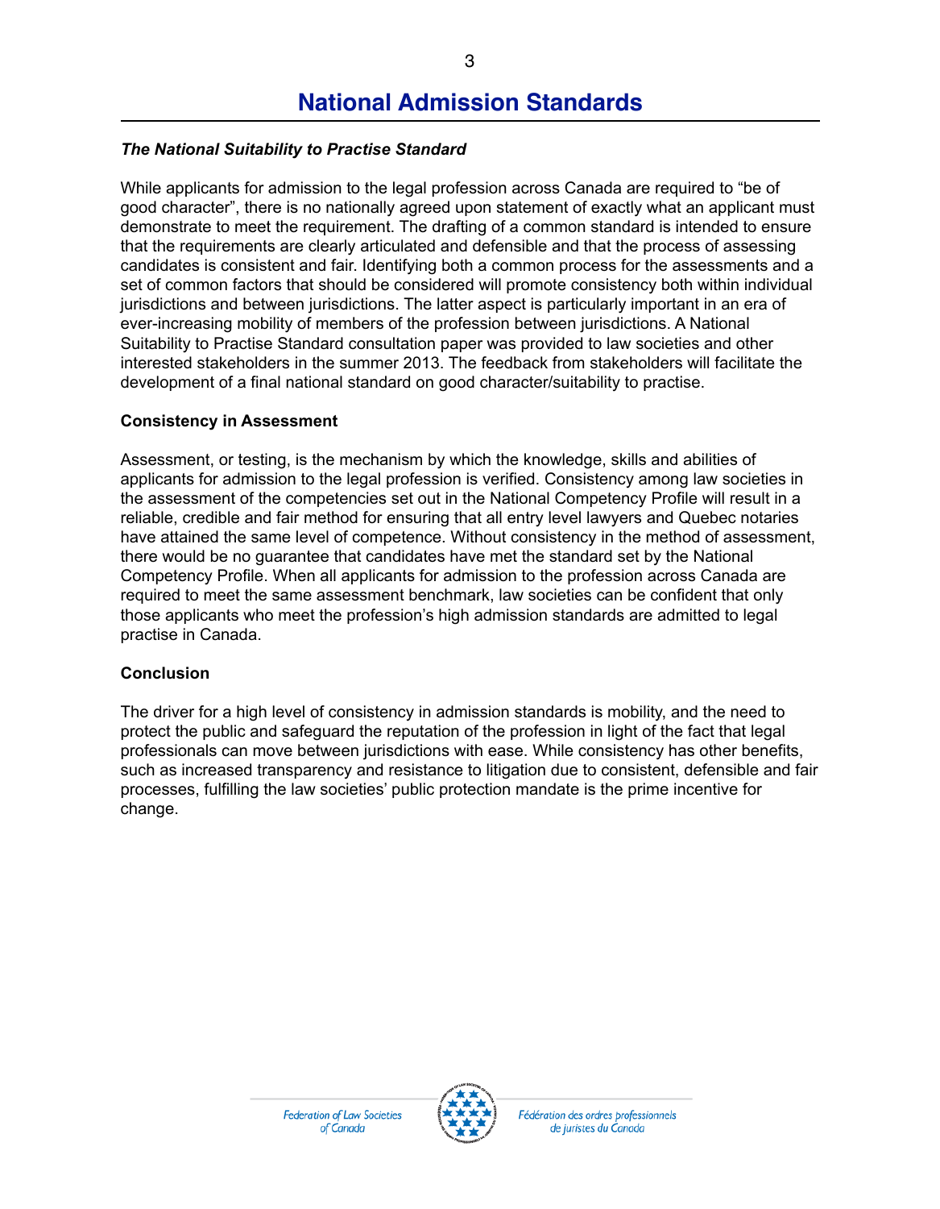# National Admission Standards

***The National Suitability to Practise Standard***

While applicants for admission to the legal profession across Canada are required to “be of good character”, there is no nationally agreed upon statement of exactly what an applicant must demonstrate to meet the requirement. The drafting of a common standard is intended to ensure that the requirements are clearly articulated and defensible and that the process of assessing candidates is consistent and fair. Identifying both a common process for the assessments and a set of common factors that should be considered will promote consistency both within individual jurisdictions and between jurisdictions. The latter aspect is particularly important in an era of ever-increasing mobility of members of the profession between jurisdictions. A National Suitability to Practise Standard consultation paper was provided to law societies and other interested stakeholders in the summer 2013. The feedback from stakeholders will facilitate the development of a final national standard on good character/suitability to practise.

**Consistency in Assessment**

Assessment, or testing, is the mechanism by which the knowledge, skills and abilities of applicants for admission to the legal profession is verified. Consistency among law societies in the assessment of the competencies set out in the National Competency Profile will result in a reliable, credible and fair method for ensuring that all entry level lawyers and Quebec notaries have attained the same level of competence. Without consistency in the method of assessment, there would be no guarantee that candidates have met the standard set by the National Competency Profile. When all applicants for admission to the profession across Canada are required to meet the same assessment benchmark, law societies can be confident that only those applicants who meet the profession’s high admission standards are admitted to legal practise in Canada.

**Conclusion**

The driver for a high level of consistency in admission standards is mobility, and the need to protect the public and safeguard the reputation of the profession in light of the fact that legal professionals can move between jurisdictions with ease. While consistency has other benefits, such as increased transparency and resistance to litigation due to consistent, defensible and fair processes, fulfilling the law societies’ public protection mandate is the prime incentive for change.